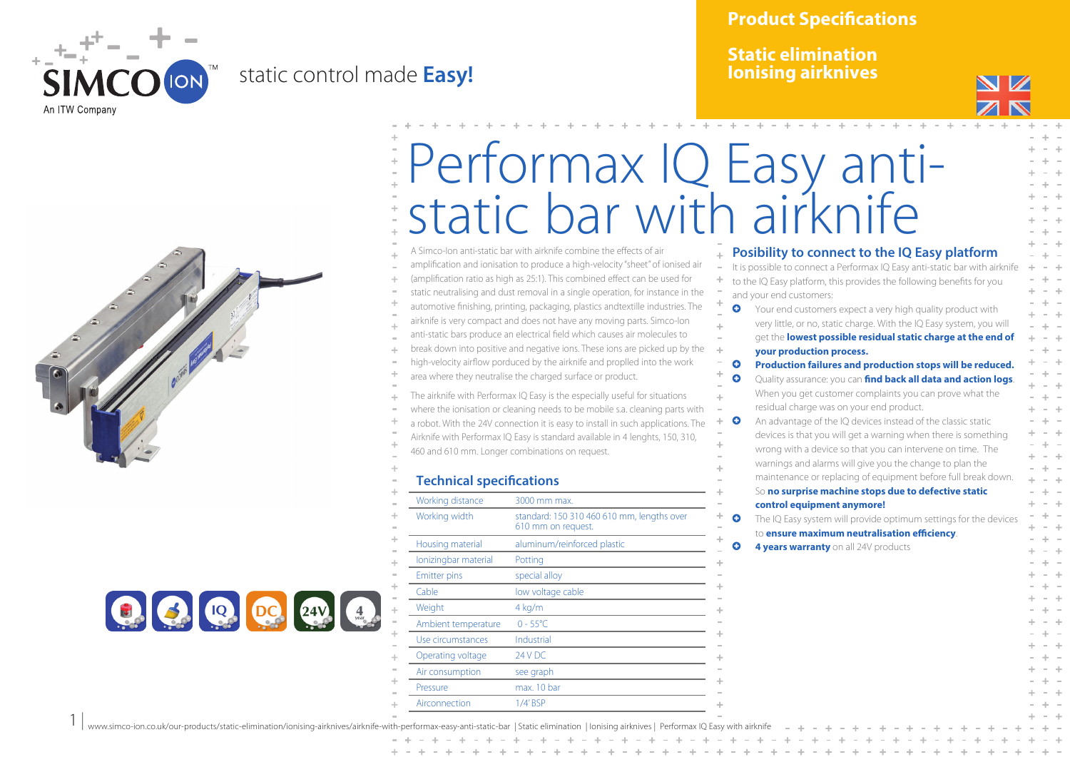static control made **Easy!**

**Product Specifications**

**Static elimination**
**Ionising airknives**

# Performax IQ Easy anti-static bar with airknife

A Simco-Ion anti-static bar with airknife combine the effects of air amplification and ionisation to produce a high-velocity "sheet" of ionised air (amplification ratio as high as 25:1). This combined effect can be used for static neutralising and dust removal in a single operation, for instance in the automotive finishing, printing, packaging, plastics andtextille industries. The airknife is very compact and does not have any moving parts. Simco-Ion anti-static bars produce an electrical field which causes air molecules to break down into positive and negative ions. These ions are picked up by the high-velocity airflow porduced by the airknife and propelled into the work area where they neutralise the charged surface or product.

The airknife with Performax IQ Easy is the especially useful for situations where the ionisation or cleaning needs to be mobile s.a. cleaning parts with a robot. With the 24V connection it is easy to install in such applications. The Airknife with Performax IQ Easy is standard available in 4 lenghts, 150, 310, 460 and 610 mm. Longer combinations on request.

## Technical specifications

| | |
|---|---|
| Working distance | 3000 mm max. |
| Working width | standard: 150 310 460 610 mm, lengths over 610 mm on request. |
| Housing material | aluminum/reinforced plastic |
| Ionizingbar material | Potting |
| Emitter pins | special alloy |
| Cable | low voltage cable |
| Weight | 4 kg/m |
| Ambient temperature | 0 - 55°C |
| Use circumstances | Industrial |
| Operating voltage | 24 V DC |
| Air consumption | see graph |
| Pressure | max. 10 bar |
| Airconnection | 1/4' BSP |

## Posibility to connect to the IQ Easy platform

It is possible to connect a Performax IQ Easy anti-static bar with airknife to the IQ Easy platform, this provides the following benefits for you and your end customers:

- Your end customers expect a very high quality product with very little, or no, static charge. With the IQ Easy system, you will get the **lowest possible residual static charge at the end of your production process.**
- **Production failures and production stops will be reduced.**
- Quality assurance: you can **find back all data and action logs**. When you get customer complaints you can prove what the residual charge was on your end product.
- An advantage of the IQ devices instead of the classic static devices is that you will get a warning when there is something wrong with a device so that you can intervene on time. The warnings and alarms will give you the change to plan the maintenance or replacing of equipment before full break down. So **no surprise machine stops due to defective static control equipment anymore!**
- The IQ Easy system will provide optimum settings for the devices to **ensure maximum neutralisation efficiency**.
- **4 years warranty** on all 24V products

www.simco-ion.co.uk/our-products/static-elimination/ionising-airknives/airknife-with-performax-easy-anti-static-bar | Static elimination | Ionising airknives | Performax IQ Easy with airknife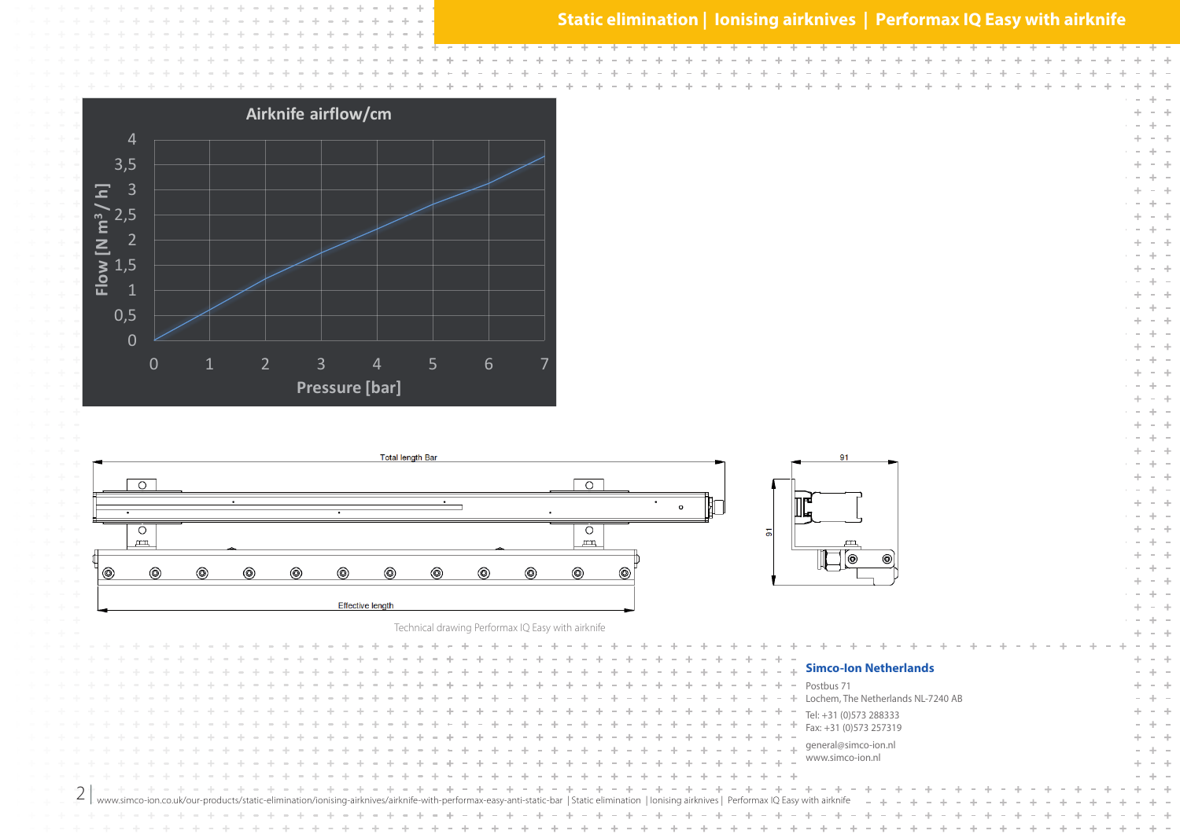Airknife airflow/cm

Flow [N m³ / h]

4
3,5
3
2,5
2
1,5
1
0,5
0

0 1 2 3 4 5 6 7

Pressure [bar]

Total length Bar

Effective length

91

91

Technical drawing Performax IQ Easy with airknife

**Simco-Ion Netherlands**

Postbus 71
Lochem, The Netherlands NL-7240 AB

Tel: +31 (0)573 288333
Fax: +31 (0)573 257319

general@simco-ion.nl
www.simco-ion.nl